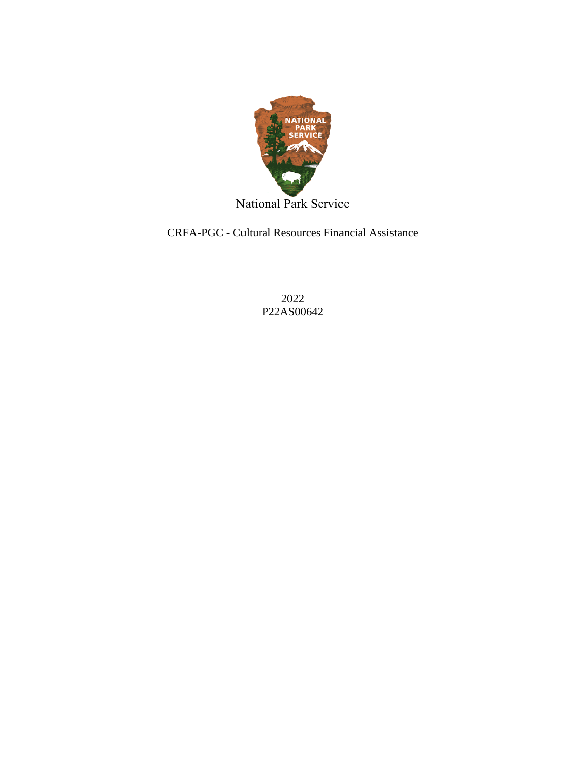National Park Service

CRFA-PGC - Cultural Resources Financial Assistance

2022
P22AS00642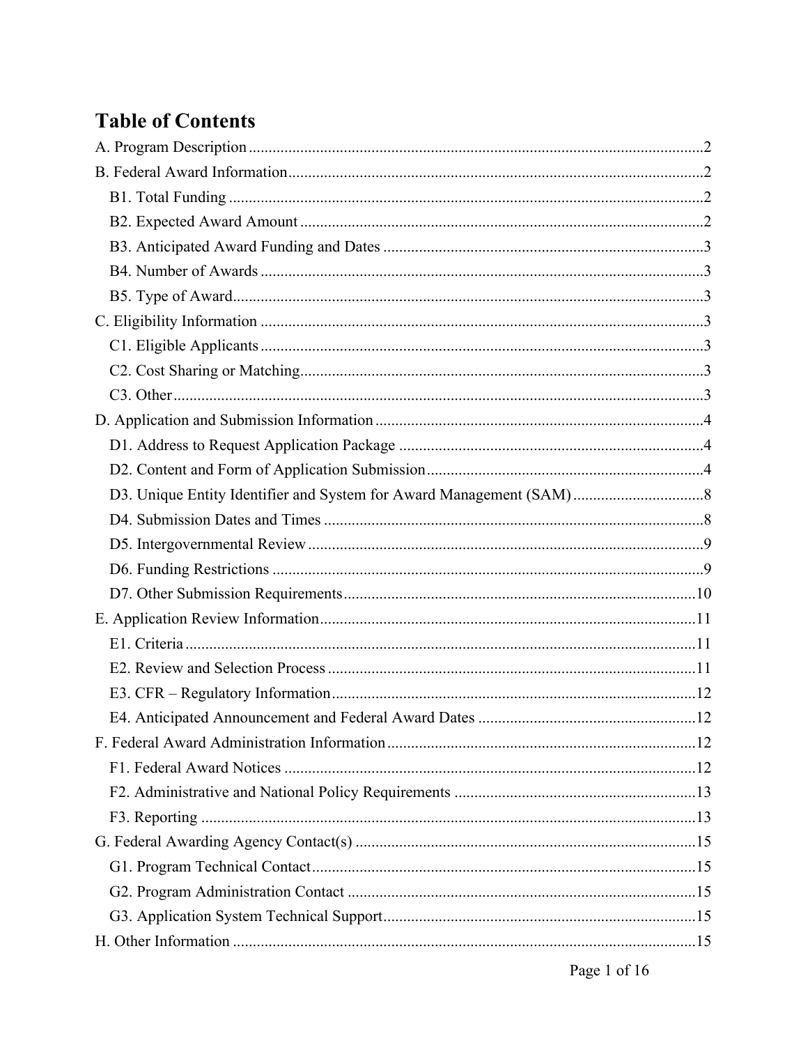# Table of Contents

A. Program Description ..... 2

B. Federal Award Information ..... 2

- B1. Total Funding ..... 2
- B2. Expected Award Amount ..... 2
- B3. Anticipated Award Funding and Dates ..... 3
- B4. Number of Awards ..... 3
- B5. Type of Award ..... 3

C. Eligibility Information ..... 3

- C1. Eligible Applicants ..... 3
- C2. Cost Sharing or Matching ..... 3
- C3. Other ..... 3

D. Application and Submission Information ..... 4

- D1. Address to Request Application Package ..... 4
- D2. Content and Form of Application Submission ..... 4
- D3. Unique Entity Identifier and System for Award Management (SAM) ..... 8
- D4. Submission Dates and Times ..... 8
- D5. Intergovernmental Review ..... 9
- D6. Funding Restrictions ..... 9
- D7. Other Submission Requirements ..... 10

E. Application Review Information ..... 11

- E1. Criteria ..... 11
- E2. Review and Selection Process ..... 11
- E3. CFR – Regulatory Information ..... 12
- E4. Anticipated Announcement and Federal Award Dates ..... 12

F. Federal Award Administration Information ..... 12

- F1. Federal Award Notices ..... 12
- F2. Administrative and National Policy Requirements ..... 13
- F3. Reporting ..... 13

G. Federal Awarding Agency Contact(s) ..... 15

- G1. Program Technical Contact ..... 15
- G2. Program Administration Contact ..... 15
- G3. Application System Technical Support ..... 15

H. Other Information ..... 15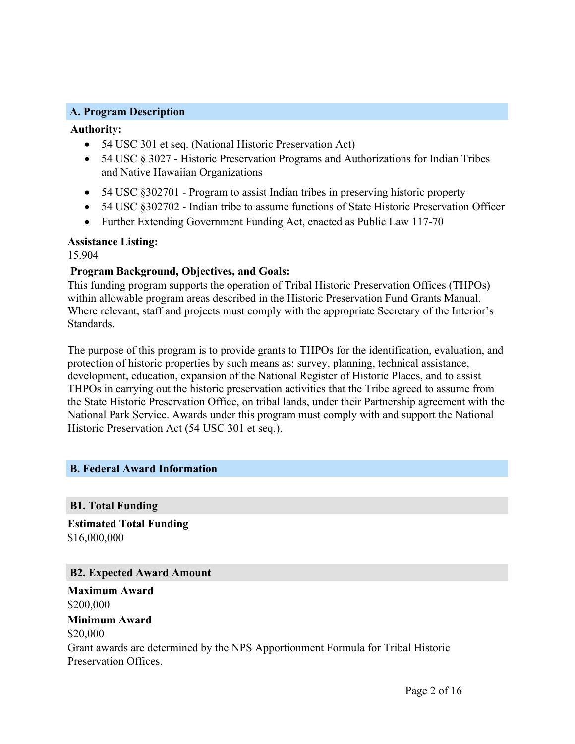## A. Program Description

**Authority:**

- 54 USC 301 et seq. (National Historic Preservation Act)
- 54 USC § 3027 - Historic Preservation Programs and Authorizations for Indian Tribes and Native Hawaiian Organizations
- 54 USC §302701 - Program to assist Indian tribes in preserving historic property
- 54 USC §302702 - Indian tribe to assume functions of State Historic Preservation Officer
- Further Extending Government Funding Act, enacted as Public Law 117-70

**Assistance Listing:**

15.904

**Program Background, Objectives, and Goals:**

This funding program supports the operation of Tribal Historic Preservation Offices (THPOs) within allowable program areas described in the Historic Preservation Fund Grants Manual. Where relevant, staff and projects must comply with the appropriate Secretary of the Interior's Standards.

The purpose of this program is to provide grants to THPOs for the identification, evaluation, and protection of historic properties by such means as: survey, planning, technical assistance, development, education, expansion of the National Register of Historic Places, and to assist THPOs in carrying out the historic preservation activities that the Tribe agreed to assume from the State Historic Preservation Office, on tribal lands, under their Partnership agreement with the National Park Service. Awards under this program must comply with and support the National Historic Preservation Act (54 USC 301 et seq.).

## B. Federal Award Information

### B1. Total Funding

**Estimated Total Funding**

$16,000,000

### B2. Expected Award Amount

**Maximum Award**

$200,000

**Minimum Award**

$20,000

Grant awards are determined by the NPS Apportionment Formula for Tribal Historic Preservation Offices.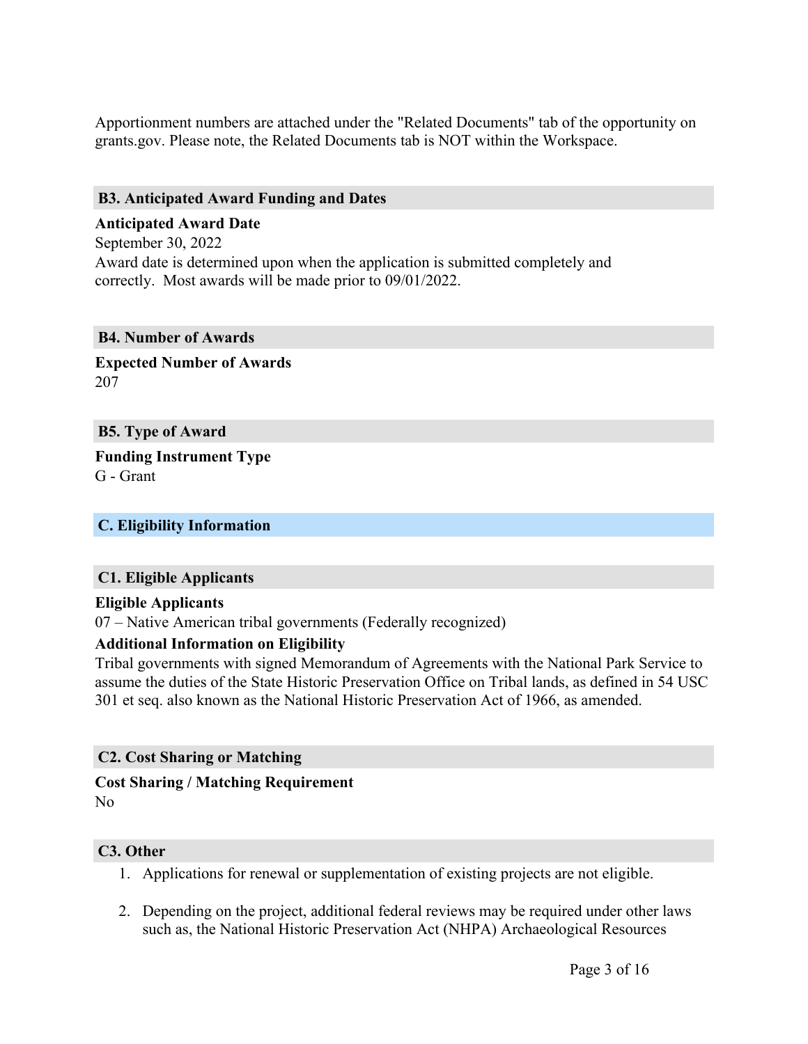Apportionment numbers are attached under the "Related Documents" tab of the opportunity on grants.gov. Please note, the Related Documents tab is NOT within the Workspace.

### B3. Anticipated Award Funding and Dates

**Anticipated Award Date**

September 30, 2022

Award date is determined upon when the application is submitted completely and correctly. Most awards will be made prior to 09/01/2022.

### B4. Number of Awards

**Expected Number of Awards**

207

### B5. Type of Award

**Funding Instrument Type**

G - Grant

## C. Eligibility Information

### C1. Eligible Applicants

**Eligible Applicants**

07 – Native American tribal governments (Federally recognized)

**Additional Information on Eligibility**

Tribal governments with signed Memorandum of Agreements with the National Park Service to assume the duties of the State Historic Preservation Office on Tribal lands, as defined in 54 USC 301 et seq. also known as the National Historic Preservation Act of 1966, as amended.

### C2. Cost Sharing or Matching

**Cost Sharing / Matching Requirement**

No

### C3. Other

1. Applications for renewal or supplementation of existing projects are not eligible.
2. Depending on the project, additional federal reviews may be required under other laws such as, the National Historic Preservation Act (NHPA) Archaeological Resources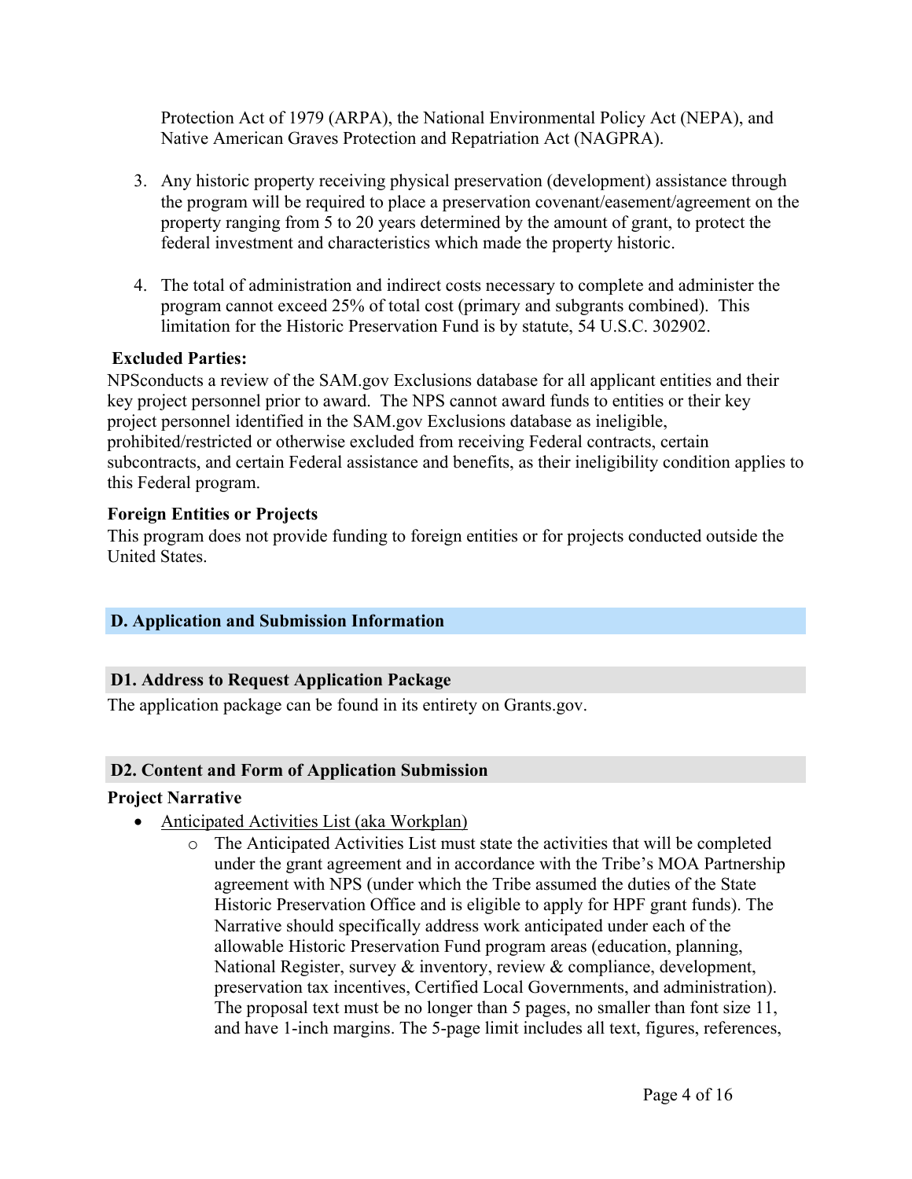Protection Act of 1979 (ARPA), the National Environmental Policy Act (NEPA), and Native American Graves Protection and Repatriation Act (NAGPRA).

3. Any historic property receiving physical preservation (development) assistance through the program will be required to place a preservation covenant/easement/agreement on the property ranging from 5 to 20 years determined by the amount of grant, to protect the federal investment and characteristics which made the property historic.

4. The total of administration and indirect costs necessary to complete and administer the program cannot exceed 25% of total cost (primary and subgrants combined). This limitation for the Historic Preservation Fund is by statute, 54 U.S.C. 302902.

**Excluded Parties:**

NPSconducts a review of the SAM.gov Exclusions database for all applicant entities and their key project personnel prior to award. The NPS cannot award funds to entities or their key project personnel identified in the SAM.gov Exclusions database as ineligible, prohibited/restricted or otherwise excluded from receiving Federal contracts, certain subcontracts, and certain Federal assistance and benefits, as their ineligibility condition applies to this Federal program.

**Foreign Entities or Projects**

This program does not provide funding to foreign entities or for projects conducted outside the United States.

## D. Application and Submission Information

### D1. Address to Request Application Package

The application package can be found in its entirety on Grants.gov.

### D2. Content and Form of Application Submission

**Project Narrative**

- Anticipated Activities List (aka Workplan)
  - The Anticipated Activities List must state the activities that will be completed under the grant agreement and in accordance with the Tribe's MOA Partnership agreement with NPS (under which the Tribe assumed the duties of the State Historic Preservation Office and is eligible to apply for HPF grant funds). The Narrative should specifically address work anticipated under each of the allowable Historic Preservation Fund program areas (education, planning, National Register, survey & inventory, review & compliance, development, preservation tax incentives, Certified Local Governments, and administration). The proposal text must be no longer than 5 pages, no smaller than font size 11, and have 1-inch margins. The 5-page limit includes all text, figures, references,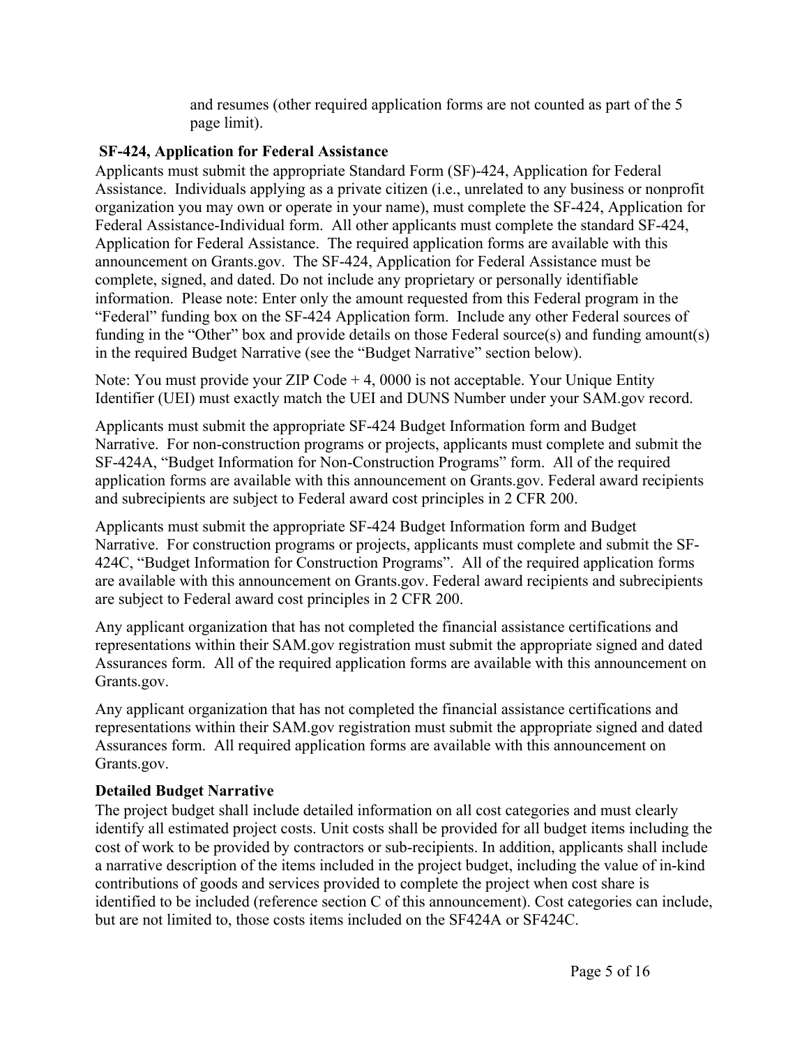and resumes (other required application forms are not counted as part of the 5 page limit).

**SF-424, Application for Federal Assistance**

Applicants must submit the appropriate Standard Form (SF)-424, Application for Federal Assistance. Individuals applying as a private citizen (i.e., unrelated to any business or nonprofit organization you may own or operate in your name), must complete the SF-424, Application for Federal Assistance-Individual form. All other applicants must complete the standard SF-424, Application for Federal Assistance. The required application forms are available with this announcement on Grants.gov. The SF-424, Application for Federal Assistance must be complete, signed, and dated. Do not include any proprietary or personally identifiable information. Please note: Enter only the amount requested from this Federal program in the "Federal" funding box on the SF-424 Application form. Include any other Federal sources of funding in the "Other" box and provide details on those Federal source(s) and funding amount(s) in the required Budget Narrative (see the "Budget Narrative" section below).

Note: You must provide your ZIP Code + 4, 0000 is not acceptable. Your Unique Entity Identifier (UEI) must exactly match the UEI and DUNS Number under your SAM.gov record.

Applicants must submit the appropriate SF-424 Budget Information form and Budget Narrative. For non-construction programs or projects, applicants must complete and submit the SF-424A, "Budget Information for Non-Construction Programs" form. All of the required application forms are available with this announcement on Grants.gov. Federal award recipients and subrecipients are subject to Federal award cost principles in 2 CFR 200.

Applicants must submit the appropriate SF-424 Budget Information form and Budget Narrative. For construction programs or projects, applicants must complete and submit the SF-424C, "Budget Information for Construction Programs". All of the required application forms are available with this announcement on Grants.gov. Federal award recipients and subrecipients are subject to Federal award cost principles in 2 CFR 200.

Any applicant organization that has not completed the financial assistance certifications and representations within their SAM.gov registration must submit the appropriate signed and dated Assurances form. All of the required application forms are available with this announcement on Grants.gov.

Any applicant organization that has not completed the financial assistance certifications and representations within their SAM.gov registration must submit the appropriate signed and dated Assurances form. All required application forms are available with this announcement on Grants.gov.

**Detailed Budget Narrative**

The project budget shall include detailed information on all cost categories and must clearly identify all estimated project costs. Unit costs shall be provided for all budget items including the cost of work to be provided by contractors or sub-recipients. In addition, applicants shall include a narrative description of the items included in the project budget, including the value of in-kind contributions of goods and services provided to complete the project when cost share is identified to be included (reference section C of this announcement). Cost categories can include, but are not limited to, those costs items included on the SF424A or SF424C.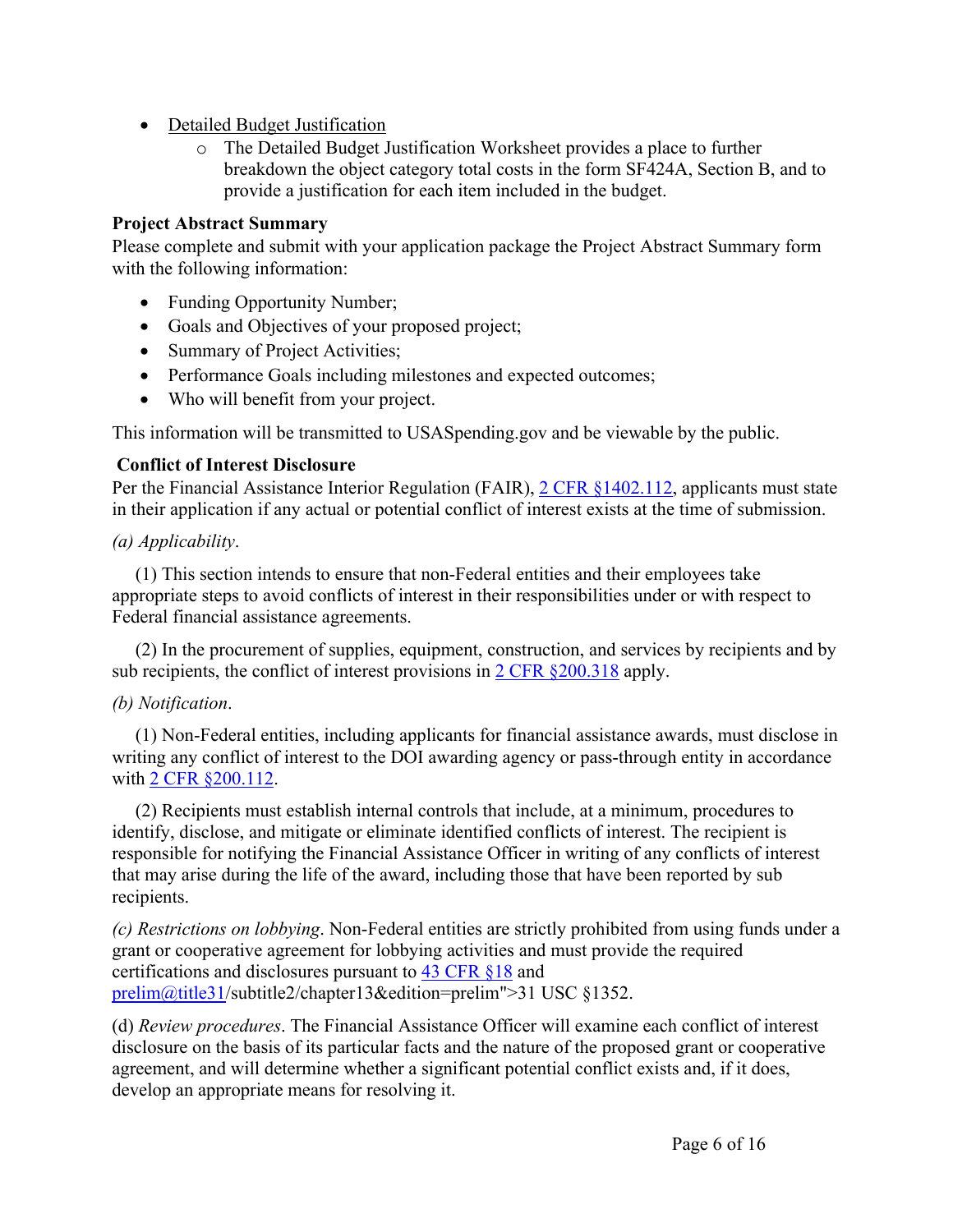- Detailed Budget Justification
  - The Detailed Budget Justification Worksheet provides a place to further breakdown the object category total costs in the form SF424A, Section B, and to provide a justification for each item included in the budget.

**Project Abstract Summary**

Please complete and submit with your application package the Project Abstract Summary form with the following information:

- Funding Opportunity Number;
- Goals and Objectives of your proposed project;
- Summary of Project Activities;
- Performance Goals including milestones and expected outcomes;
- Who will benefit from your project.

This information will be transmitted to USASpending.gov and be viewable by the public.

**Conflict of Interest Disclosure**

Per the Financial Assistance Interior Regulation (FAIR), 2 CFR §1402.112, applicants must state in their application if any actual or potential conflict of interest exists at the time of submission.

*(a) Applicability*.

(1) This section intends to ensure that non-Federal entities and their employees take appropriate steps to avoid conflicts of interest in their responsibilities under or with respect to Federal financial assistance agreements.

(2) In the procurement of supplies, equipment, construction, and services by recipients and by sub recipients, the conflict of interest provisions in 2 CFR §200.318 apply.

*(b) Notification*.

(1) Non-Federal entities, including applicants for financial assistance awards, must disclose in writing any conflict of interest to the DOI awarding agency or pass-through entity in accordance with 2 CFR §200.112.

(2) Recipients must establish internal controls that include, at a minimum, procedures to identify, disclose, and mitigate or eliminate identified conflicts of interest. The recipient is responsible for notifying the Financial Assistance Officer in writing of any conflicts of interest that may arise during the life of the award, including those that have been reported by sub recipients.

*(c) Restrictions on lobbying*. Non-Federal entities are strictly prohibited from using funds under a grant or cooperative agreement for lobbying activities and must provide the required certifications and disclosures pursuant to 43 CFR §18 and prelim@title31/subtitle2/chapter13&edition=prelim">31 USC §1352.

(d) *Review procedures*. The Financial Assistance Officer will examine each conflict of interest disclosure on the basis of its particular facts and the nature of the proposed grant or cooperative agreement, and will determine whether a significant potential conflict exists and, if it does, develop an appropriate means for resolving it.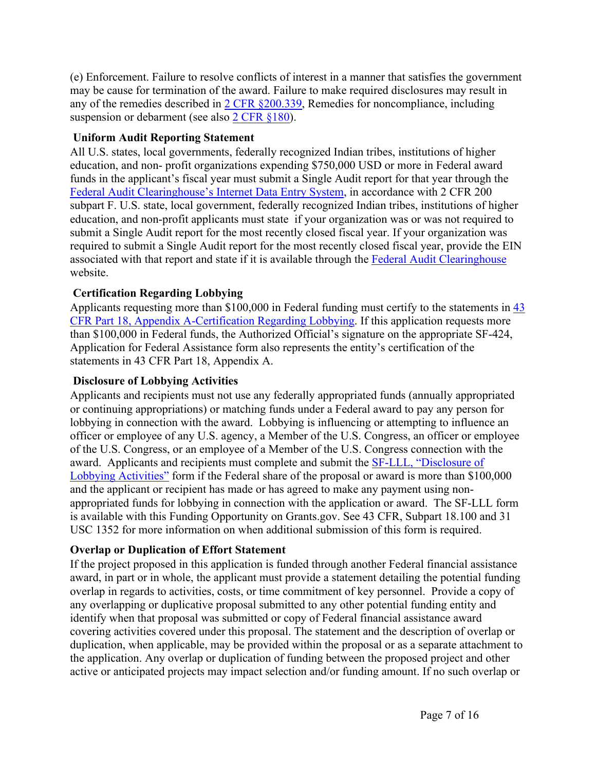(e) Enforcement. Failure to resolve conflicts of interest in a manner that satisfies the government may be cause for termination of the award. Failure to make required disclosures may result in any of the remedies described in [2 CFR §200.339](), Remedies for noncompliance, including suspension or debarment (see also [2 CFR §180]()).

**Uniform Audit Reporting Statement**

All U.S. states, local governments, federally recognized Indian tribes, institutions of higher education, and non- profit organizations expending $750,000 USD or more in Federal award funds in the applicant's fiscal year must submit a Single Audit report for that year through the [Federal Audit Clearinghouse's Internet Data Entry System](), in accordance with 2 CFR 200 subpart F. U.S. state, local government, federally recognized Indian tribes, institutions of higher education, and non-profit applicants must state if your organization was or was not required to submit a Single Audit report for the most recently closed fiscal year. If your organization was required to submit a Single Audit report for the most recently closed fiscal year, provide the EIN associated with that report and state if it is available through the [Federal Audit Clearinghouse]() website.

**Certification Regarding Lobbying**

Applicants requesting more than $100,000 in Federal funding must certify to the statements in [43 CFR Part 18, Appendix A-Certification Regarding Lobbying](). If this application requests more than $100,000 in Federal funds, the Authorized Official's signature on the appropriate SF-424, Application for Federal Assistance form also represents the entity's certification of the statements in 43 CFR Part 18, Appendix A.

**Disclosure of Lobbying Activities**

Applicants and recipients must not use any federally appropriated funds (annually appropriated or continuing appropriations) or matching funds under a Federal award to pay any person for lobbying in connection with the award. Lobbying is influencing or attempting to influence an officer or employee of any U.S. agency, a Member of the U.S. Congress, an officer or employee of the U.S. Congress, or an employee of a Member of the U.S. Congress connection with the award. Applicants and recipients must complete and submit the [SF-LLL, "Disclosure of Lobbying Activities"]() form if the Federal share of the proposal or award is more than $100,000 and the applicant or recipient has made or has agreed to make any payment using non-appropriated funds for lobbying in connection with the application or award. The SF-LLL form is available with this Funding Opportunity on Grants.gov. See 43 CFR, Subpart 18.100 and 31 USC 1352 for more information on when additional submission of this form is required.

**Overlap or Duplication of Effort Statement**

If the project proposed in this application is funded through another Federal financial assistance award, in part or in whole, the applicant must provide a statement detailing the potential funding overlap in regards to activities, costs, or time commitment of key personnel. Provide a copy of any overlapping or duplicative proposal submitted to any other potential funding entity and identify when that proposal was submitted or copy of Federal financial assistance award covering activities covered under this proposal. The statement and the description of overlap or duplication, when applicable, may be provided within the proposal or as a separate attachment to the application. Any overlap or duplication of funding between the proposed project and other active or anticipated projects may impact selection and/or funding amount. If no such overlap or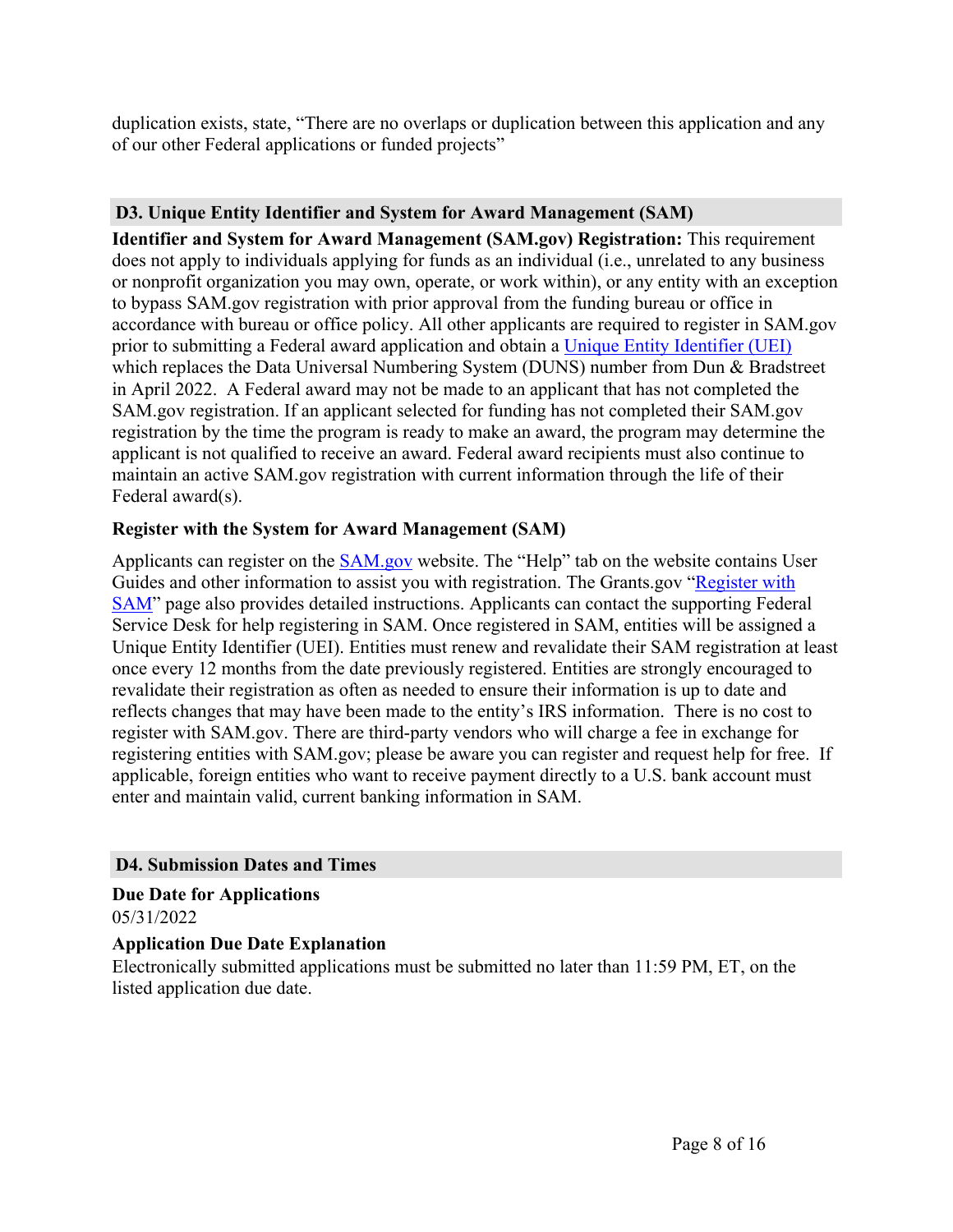duplication exists, state, “There are no overlaps or duplication between this application and any of our other Federal applications or funded projects”

## D3. Unique Entity Identifier and System for Award Management (SAM)

**Identifier and System for Award Management (SAM.gov) Registration:** This requirement does not apply to individuals applying for funds as an individual (i.e., unrelated to any business or nonprofit organization you may own, operate, or work within), or any entity with an exception to bypass SAM.gov registration with prior approval from the funding bureau or office in accordance with bureau or office policy. All other applicants are required to register in SAM.gov prior to submitting a Federal award application and obtain a Unique Entity Identifier (UEI) which replaces the Data Universal Numbering System (DUNS) number from Dun & Bradstreet in April 2022. A Federal award may not be made to an applicant that has not completed the SAM.gov registration. If an applicant selected for funding has not completed their SAM.gov registration by the time the program is ready to make an award, the program may determine the applicant is not qualified to receive an award. Federal award recipients must also continue to maintain an active SAM.gov registration with current information through the life of their Federal award(s).

### Register with the System for Award Management (SAM)

Applicants can register on the SAM.gov website. The “Help” tab on the website contains User Guides and other information to assist you with registration. The Grants.gov “Register with SAM” page also provides detailed instructions. Applicants can contact the supporting Federal Service Desk for help registering in SAM. Once registered in SAM, entities will be assigned a Unique Entity Identifier (UEI). Entities must renew and revalidate their SAM registration at least once every 12 months from the date previously registered. Entities are strongly encouraged to revalidate their registration as often as needed to ensure their information is up to date and reflects changes that may have been made to the entity’s IRS information. There is no cost to register with SAM.gov. There are third-party vendors who will charge a fee in exchange for registering entities with SAM.gov; please be aware you can register and request help for free. If applicable, foreign entities who want to receive payment directly to a U.S. bank account must enter and maintain valid, current banking information in SAM.

## D4. Submission Dates and Times

### Due Date for Applications

05/31/2022

### Application Due Date Explanation

Electronically submitted applications must be submitted no later than 11:59 PM, ET, on the listed application due date.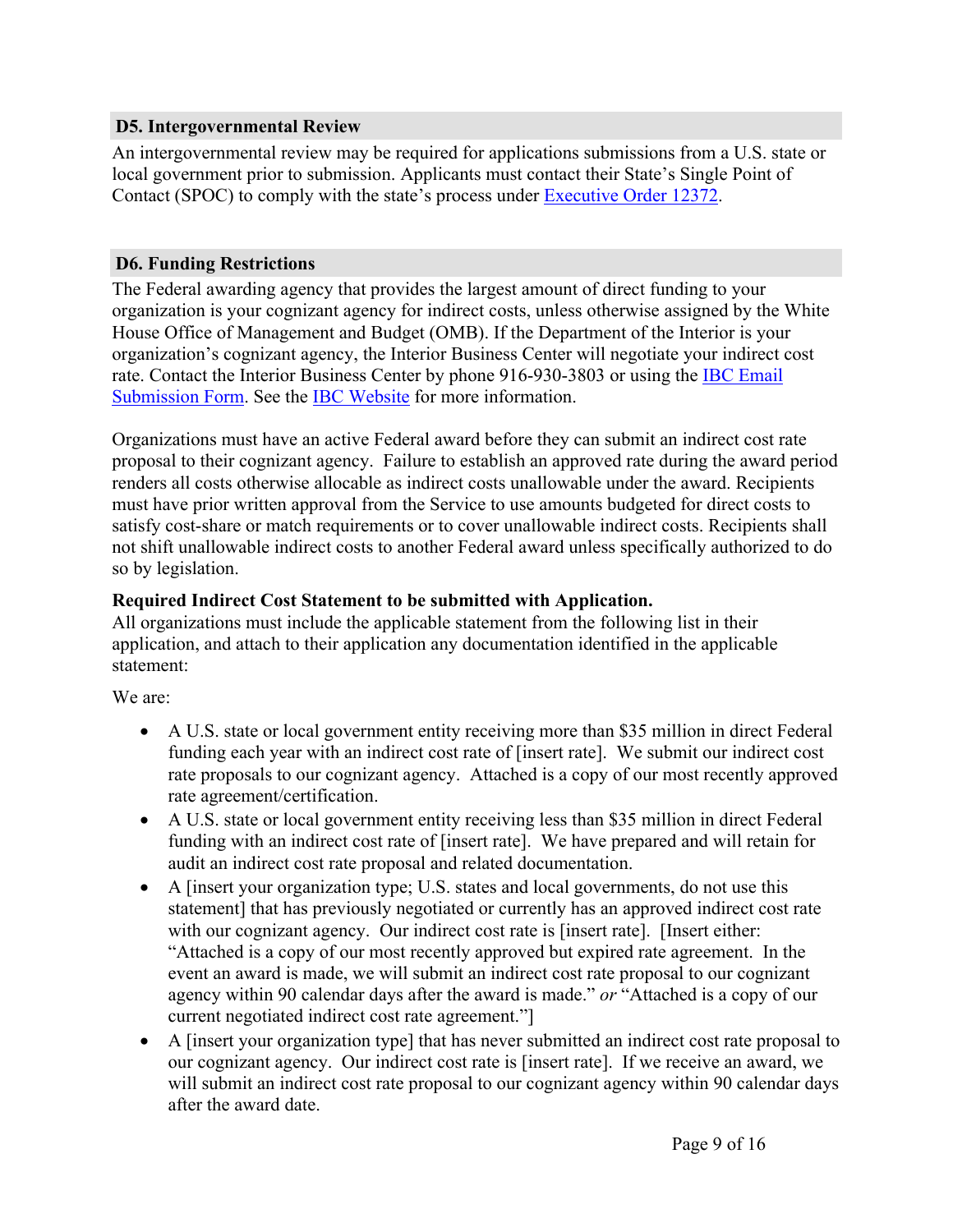## D5. Intergovernmental Review

An intergovernmental review may be required for applications submissions from a U.S. state or local government prior to submission. Applicants must contact their State's Single Point of Contact (SPOC) to comply with the state's process under Executive Order 12372.

## D6. Funding Restrictions

The Federal awarding agency that provides the largest amount of direct funding to your organization is your cognizant agency for indirect costs, unless otherwise assigned by the White House Office of Management and Budget (OMB). If the Department of the Interior is your organization's cognizant agency, the Interior Business Center will negotiate your indirect cost rate. Contact the Interior Business Center by phone 916-930-3803 or using the IBC Email Submission Form. See the IBC Website for more information.

Organizations must have an active Federal award before they can submit an indirect cost rate proposal to their cognizant agency. Failure to establish an approved rate during the award period renders all costs otherwise allocable as indirect costs unallowable under the award. Recipients must have prior written approval from the Service to use amounts budgeted for direct costs to satisfy cost-share or match requirements or to cover unallowable indirect costs. Recipients shall not shift unallowable indirect costs to another Federal award unless specifically authorized to do so by legislation.

**Required Indirect Cost Statement to be submitted with Application.**
All organizations must include the applicable statement from the following list in their application, and attach to their application any documentation identified in the applicable statement:

We are:

- A U.S. state or local government entity receiving more than $35 million in direct Federal funding each year with an indirect cost rate of [insert rate]. We submit our indirect cost rate proposals to our cognizant agency. Attached is a copy of our most recently approved rate agreement/certification.
- A U.S. state or local government entity receiving less than $35 million in direct Federal funding with an indirect cost rate of [insert rate]. We have prepared and will retain for audit an indirect cost rate proposal and related documentation.
- A [insert your organization type; U.S. states and local governments, do not use this statement] that has previously negotiated or currently has an approved indirect cost rate with our cognizant agency. Our indirect cost rate is [insert rate]. [Insert either: "Attached is a copy of our most recently approved but expired rate agreement. In the event an award is made, we will submit an indirect cost rate proposal to our cognizant agency within 90 calendar days after the award is made." *or* "Attached is a copy of our current negotiated indirect cost rate agreement."]
- A [insert your organization type] that has never submitted an indirect cost rate proposal to our cognizant agency. Our indirect cost rate is [insert rate]. If we receive an award, we will submit an indirect cost rate proposal to our cognizant agency within 90 calendar days after the award date.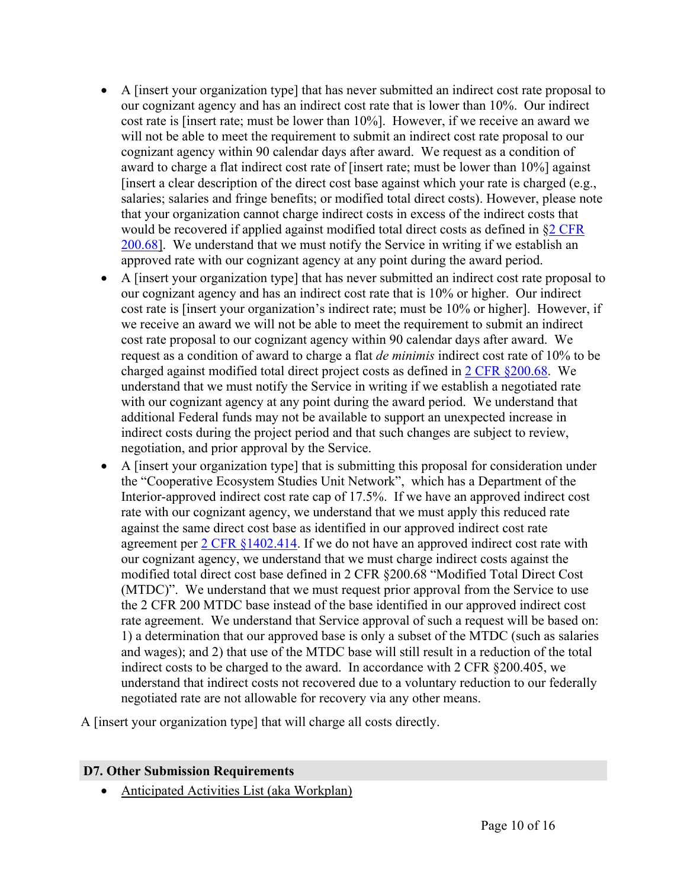- A [insert your organization type] that has never submitted an indirect cost rate proposal to our cognizant agency and has an indirect cost rate that is lower than 10%. Our indirect cost rate is [insert rate; must be lower than 10%]. However, if we receive an award we will not be able to meet the requirement to submit an indirect cost rate proposal to our cognizant agency within 90 calendar days after award. We request as a condition of award to charge a flat indirect cost rate of [insert rate; must be lower than 10%] against [insert a clear description of the direct cost base against which your rate is charged (e.g., salaries; salaries and fringe benefits; or modified total direct costs). However, please note that your organization cannot charge indirect costs in excess of the indirect costs that would be recovered if applied against modified total direct costs as defined in §2 CFR 200.68]. We understand that we must notify the Service in writing if we establish an approved rate with our cognizant agency at any point during the award period.
- A [insert your organization type] that has never submitted an indirect cost rate proposal to our cognizant agency and has an indirect cost rate that is 10% or higher. Our indirect cost rate is [insert your organization's indirect rate; must be 10% or higher]. However, if we receive an award we will not be able to meet the requirement to submit an indirect cost rate proposal to our cognizant agency within 90 calendar days after award. We request as a condition of award to charge a flat *de minimis* indirect cost rate of 10% to be charged against modified total direct project costs as defined in 2 CFR §200.68. We understand that we must notify the Service in writing if we establish a negotiated rate with our cognizant agency at any point during the award period. We understand that additional Federal funds may not be available to support an unexpected increase in indirect costs during the project period and that such changes are subject to review, negotiation, and prior approval by the Service.
- A [insert your organization type] that is submitting this proposal for consideration under the "Cooperative Ecosystem Studies Unit Network", which has a Department of the Interior-approved indirect cost rate cap of 17.5%. If we have an approved indirect cost rate with our cognizant agency, we understand that we must apply this reduced rate against the same direct cost base as identified in our approved indirect cost rate agreement per 2 CFR §1402.414. If we do not have an approved indirect cost rate with our cognizant agency, we understand that we must charge indirect costs against the modified total direct cost base defined in 2 CFR §200.68 "Modified Total Direct Cost (MTDC)". We understand that we must request prior approval from the Service to use the 2 CFR 200 MTDC base instead of the base identified in our approved indirect cost rate agreement. We understand that Service approval of such a request will be based on: 1) a determination that our approved base is only a subset of the MTDC (such as salaries and wages); and 2) that use of the MTDC base will still result in a reduction of the total indirect costs to be charged to the award. In accordance with 2 CFR §200.405, we understand that indirect costs not recovered due to a voluntary reduction to our federally negotiated rate are not allowable for recovery via any other means.

A [insert your organization type] that will charge all costs directly.

## D7. Other Submission Requirements

- Anticipated Activities List (aka Workplan)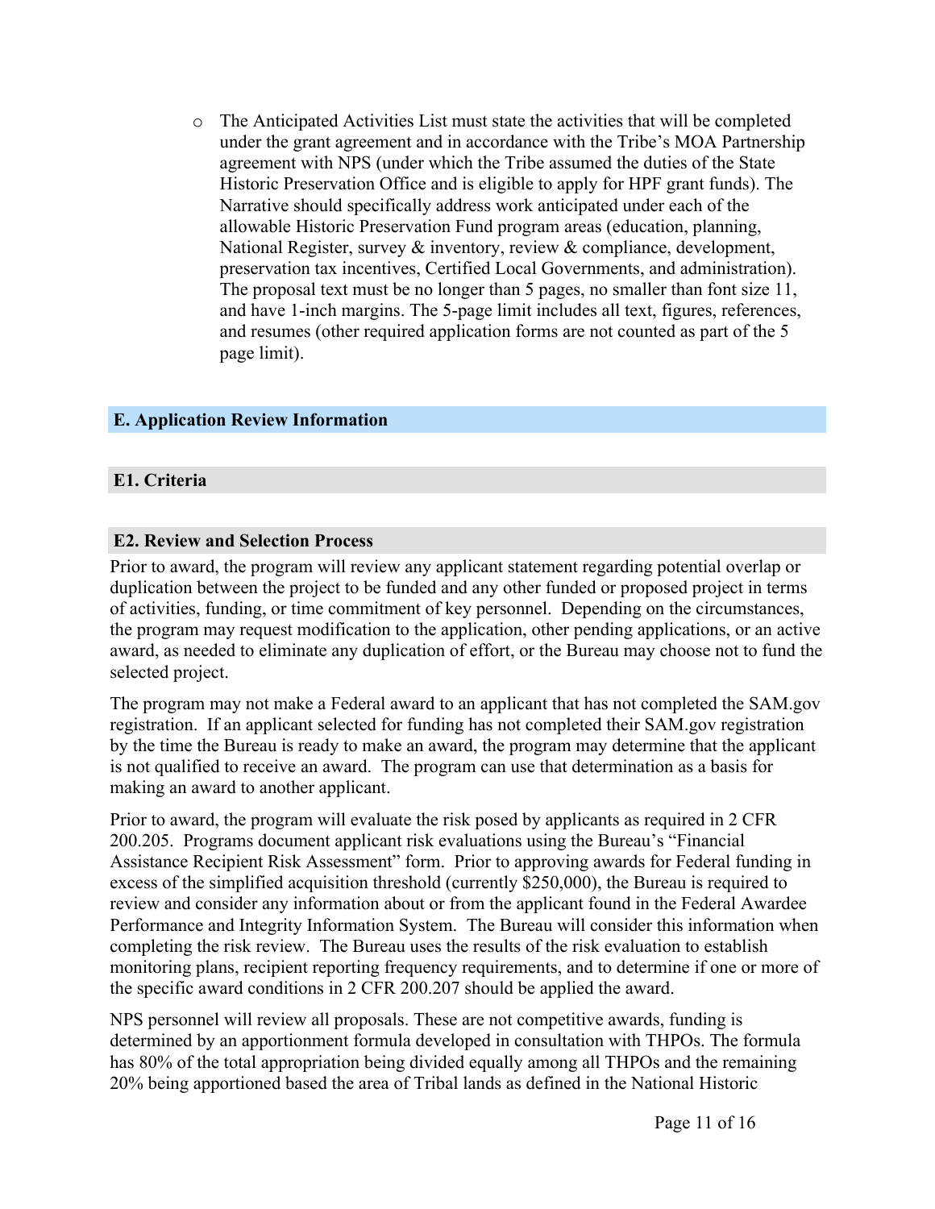- The Anticipated Activities List must state the activities that will be completed under the grant agreement and in accordance with the Tribe's MOA Partnership agreement with NPS (under which the Tribe assumed the duties of the State Historic Preservation Office and is eligible to apply for HPF grant funds). The Narrative should specifically address work anticipated under each of the allowable Historic Preservation Fund program areas (education, planning, National Register, survey & inventory, review & compliance, development, preservation tax incentives, Certified Local Governments, and administration). The proposal text must be no longer than 5 pages, no smaller than font size 11, and have 1-inch margins. The 5-page limit includes all text, figures, references, and resumes (other required application forms are not counted as part of the 5 page limit).

## E. Application Review Information

### E1. Criteria

### E2. Review and Selection Process

Prior to award, the program will review any applicant statement regarding potential overlap or duplication between the project to be funded and any other funded or proposed project in terms of activities, funding, or time commitment of key personnel. Depending on the circumstances, the program may request modification to the application, other pending applications, or an active award, as needed to eliminate any duplication of effort, or the Bureau may choose not to fund the selected project.

The program may not make a Federal award to an applicant that has not completed the SAM.gov registration. If an applicant selected for funding has not completed their SAM.gov registration by the time the Bureau is ready to make an award, the program may determine that the applicant is not qualified to receive an award. The program can use that determination as a basis for making an award to another applicant.

Prior to award, the program will evaluate the risk posed by applicants as required in 2 CFR 200.205. Programs document applicant risk evaluations using the Bureau's "Financial Assistance Recipient Risk Assessment" form. Prior to approving awards for Federal funding in excess of the simplified acquisition threshold (currently $250,000), the Bureau is required to review and consider any information about or from the applicant found in the Federal Awardee Performance and Integrity Information System. The Bureau will consider this information when completing the risk review. The Bureau uses the results of the risk evaluation to establish monitoring plans, recipient reporting frequency requirements, and to determine if one or more of the specific award conditions in 2 CFR 200.207 should be applied the award.

NPS personnel will review all proposals. These are not competitive awards, funding is determined by an apportionment formula developed in consultation with THPOs. The formula has 80% of the total appropriation being divided equally among all THPOs and the remaining 20% being apportioned based the area of Tribal lands as defined in the National Historic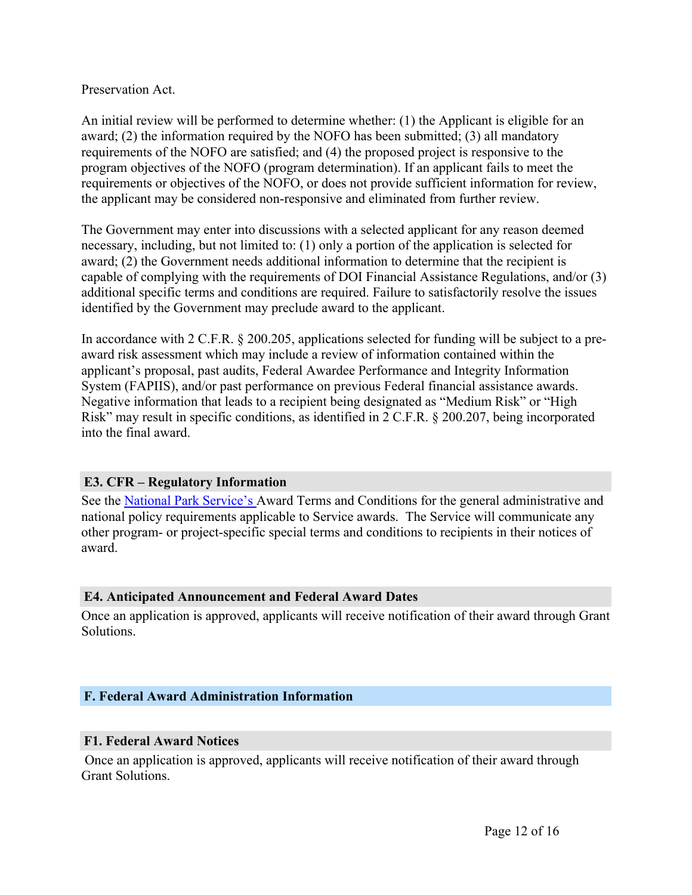Preservation Act.

An initial review will be performed to determine whether: (1) the Applicant is eligible for an award; (2) the information required by the NOFO has been submitted; (3) all mandatory requirements of the NOFO are satisfied; and (4) the proposed project is responsive to the program objectives of the NOFO (program determination). If an applicant fails to meet the requirements or objectives of the NOFO, or does not provide sufficient information for review, the applicant may be considered non-responsive and eliminated from further review.

The Government may enter into discussions with a selected applicant for any reason deemed necessary, including, but not limited to: (1) only a portion of the application is selected for award; (2) the Government needs additional information to determine that the recipient is capable of complying with the requirements of DOI Financial Assistance Regulations, and/or (3) additional specific terms and conditions are required. Failure to satisfactorily resolve the issues identified by the Government may preclude award to the applicant.

In accordance with 2 C.F.R. § 200.205, applications selected for funding will be subject to a pre-award risk assessment which may include a review of information contained within the applicant's proposal, past audits, Federal Awardee Performance and Integrity Information System (FAPIIS), and/or past performance on previous Federal financial assistance awards. Negative information that leads to a recipient being designated as "Medium Risk" or "High Risk" may result in specific conditions, as identified in 2 C.F.R. § 200.207, being incorporated into the final award.

### E3. CFR – Regulatory Information

See the National Park Service's Award Terms and Conditions for the general administrative and national policy requirements applicable to Service awards. The Service will communicate any other program- or project-specific special terms and conditions to recipients in their notices of award.

### E4. Anticipated Announcement and Federal Award Dates

Once an application is approved, applicants will receive notification of their award through Grant Solutions.

## F. Federal Award Administration Information

### F1. Federal Award Notices

Once an application is approved, applicants will receive notification of their award through Grant Solutions.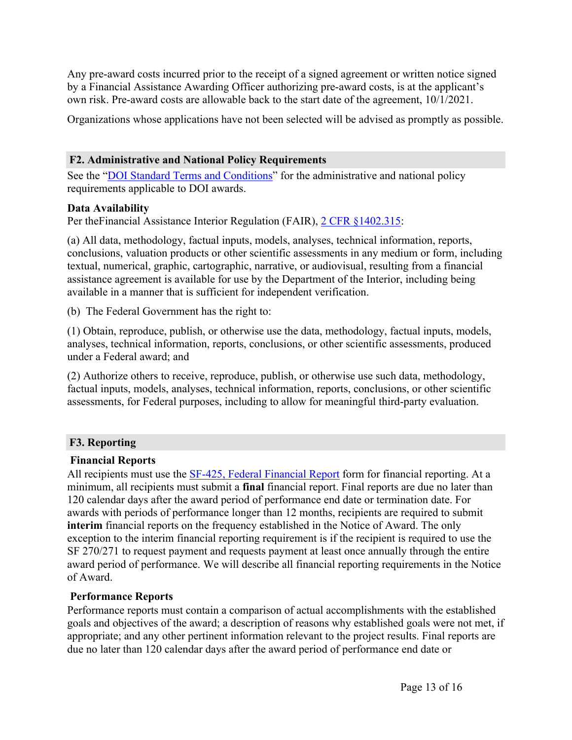Any pre-award costs incurred prior to the receipt of a signed agreement or written notice signed by a Financial Assistance Awarding Officer authorizing pre-award costs, is at the applicant's own risk. Pre-award costs are allowable back to the start date of the agreement, 10/1/2021.

Organizations whose applications have not been selected will be advised as promptly as possible.

### F2. Administrative and National Policy Requirements

See the "DOI Standard Terms and Conditions" for the administrative and national policy requirements applicable to DOI awards.

**Data Availability**

Per theFinancial Assistance Interior Regulation (FAIR), 2 CFR §1402.315:

(a) All data, methodology, factual inputs, models, analyses, technical information, reports, conclusions, valuation products or other scientific assessments in any medium or form, including textual, numerical, graphic, cartographic, narrative, or audiovisual, resulting from a financial assistance agreement is available for use by the Department of the Interior, including being available in a manner that is sufficient for independent verification.

(b) The Federal Government has the right to:

(1) Obtain, reproduce, publish, or otherwise use the data, methodology, factual inputs, models, analyses, technical information, reports, conclusions, or other scientific assessments, produced under a Federal award; and

(2) Authorize others to receive, reproduce, publish, or otherwise use such data, methodology, factual inputs, models, analyses, technical information, reports, conclusions, or other scientific assessments, for Federal purposes, including to allow for meaningful third-party evaluation.

### F3. Reporting

**Financial Reports**

All recipients must use the SF-425, Federal Financial Report form for financial reporting. At a minimum, all recipients must submit a **final** financial report. Final reports are due no later than 120 calendar days after the award period of performance end date or termination date. For awards with periods of performance longer than 12 months, recipients are required to submit **interim** financial reports on the frequency established in the Notice of Award. The only exception to the interim financial reporting requirement is if the recipient is required to use the SF 270/271 to request payment and requests payment at least once annually through the entire award period of performance. We will describe all financial reporting requirements in the Notice of Award.

**Performance Reports**

Performance reports must contain a comparison of actual accomplishments with the established goals and objectives of the award; a description of reasons why established goals were not met, if appropriate; and any other pertinent information relevant to the project results. Final reports are due no later than 120 calendar days after the award period of performance end date or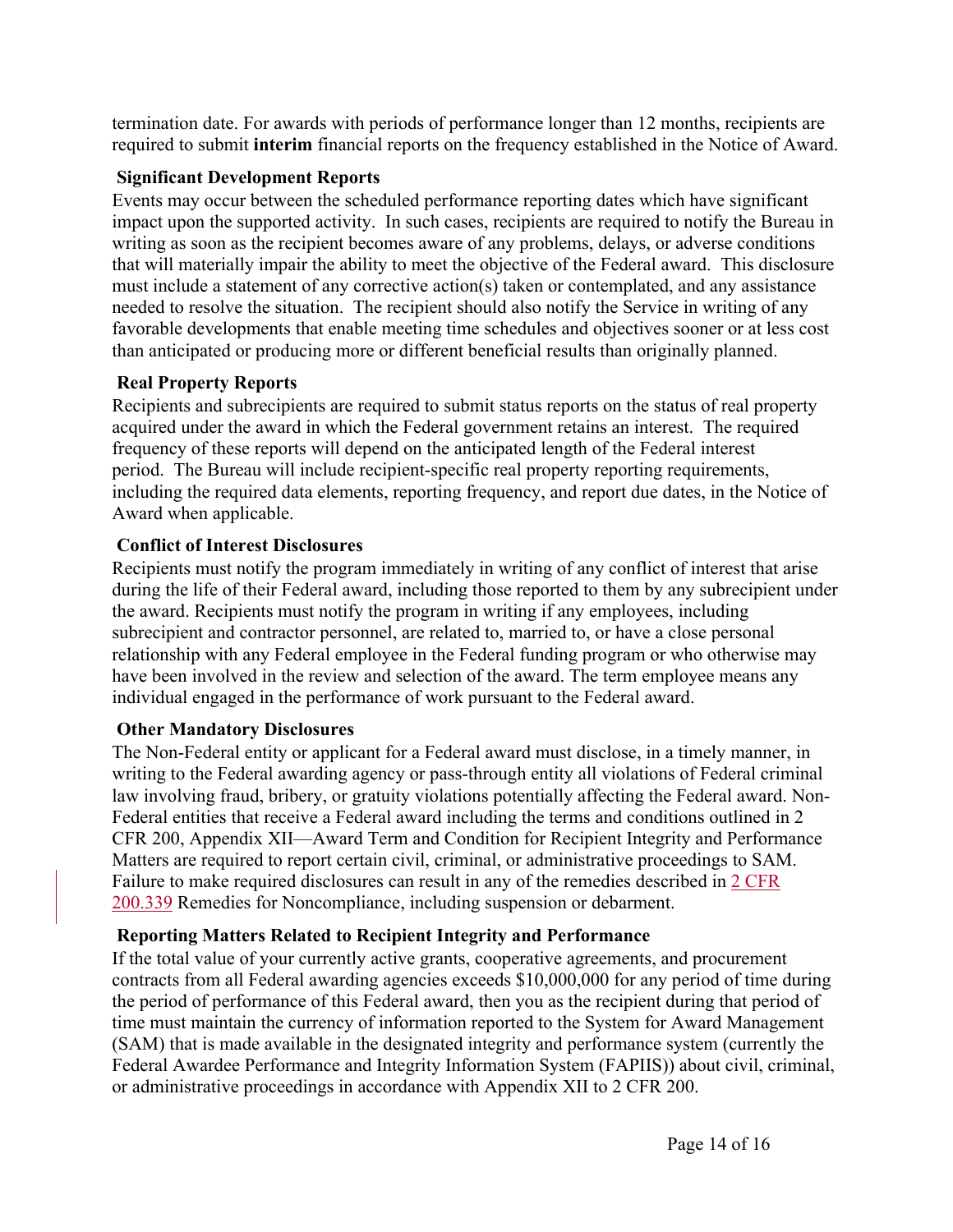termination date. For awards with periods of performance longer than 12 months, recipients are required to submit **interim** financial reports on the frequency established in the Notice of Award.

**Significant Development Reports**

Events may occur between the scheduled performance reporting dates which have significant impact upon the supported activity. In such cases, recipients are required to notify the Bureau in writing as soon as the recipient becomes aware of any problems, delays, or adverse conditions that will materially impair the ability to meet the objective of the Federal award. This disclosure must include a statement of any corrective action(s) taken or contemplated, and any assistance needed to resolve the situation. The recipient should also notify the Service in writing of any favorable developments that enable meeting time schedules and objectives sooner or at less cost than anticipated or producing more or different beneficial results than originally planned.

**Real Property Reports**

Recipients and subrecipients are required to submit status reports on the status of real property acquired under the award in which the Federal government retains an interest. The required frequency of these reports will depend on the anticipated length of the Federal interest period. The Bureau will include recipient-specific real property reporting requirements, including the required data elements, reporting frequency, and report due dates, in the Notice of Award when applicable.

**Conflict of Interest Disclosures**

Recipients must notify the program immediately in writing of any conflict of interest that arise during the life of their Federal award, including those reported to them by any subrecipient under the award. Recipients must notify the program in writing if any employees, including subrecipient and contractor personnel, are related to, married to, or have a close personal relationship with any Federal employee in the Federal funding program or who otherwise may have been involved in the review and selection of the award. The term employee means any individual engaged in the performance of work pursuant to the Federal award.

**Other Mandatory Disclosures**

The Non-Federal entity or applicant for a Federal award must disclose, in a timely manner, in writing to the Federal awarding agency or pass-through entity all violations of Federal criminal law involving fraud, bribery, or gratuity violations potentially affecting the Federal award. Non-Federal entities that receive a Federal award including the terms and conditions outlined in 2 CFR 200, Appendix XII—Award Term and Condition for Recipient Integrity and Performance Matters are required to report certain civil, criminal, or administrative proceedings to SAM. Failure to make required disclosures can result in any of the remedies described in 2 CFR 200.339 Remedies for Noncompliance, including suspension or debarment.

**Reporting Matters Related to Recipient Integrity and Performance**

If the total value of your currently active grants, cooperative agreements, and procurement contracts from all Federal awarding agencies exceeds $10,000,000 for any period of time during the period of performance of this Federal award, then you as the recipient during that period of time must maintain the currency of information reported to the System for Award Management (SAM) that is made available in the designated integrity and performance system (currently the Federal Awardee Performance and Integrity Information System (FAPIIS)) about civil, criminal, or administrative proceedings in accordance with Appendix XII to 2 CFR 200.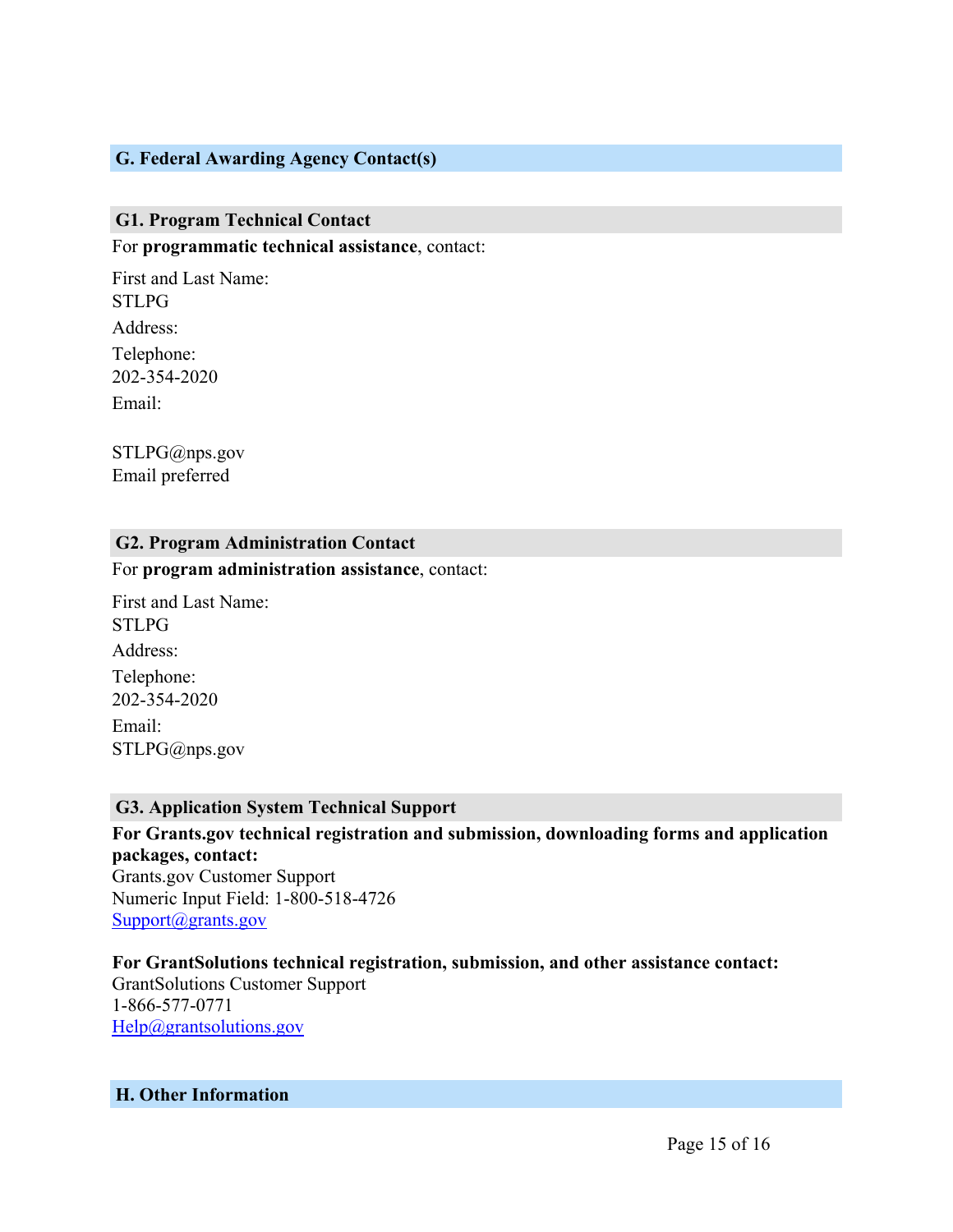## G. Federal Awarding Agency Contact(s)

### G1. Program Technical Contact

For **programmatic technical assistance**, contact:

First and Last Name:
STLPG

Address:

Telephone:
202-354-2020

Email:

STLPG@nps.gov
Email preferred

### G2. Program Administration Contact

For **program administration assistance**, contact:

First and Last Name:
STLPG

Address:

Telephone:
202-354-2020

Email:
STLPG@nps.gov

### G3. Application System Technical Support

**For Grants.gov technical registration and submission, downloading forms and application packages, contact:**
Grants.gov Customer Support
Numeric Input Field: 1-800-518-4726
Support@grants.gov

**For GrantSolutions technical registration, submission, and other assistance contact:**
GrantSolutions Customer Support
1-866-577-0771
Help@grantsolutions.gov

## H. Other Information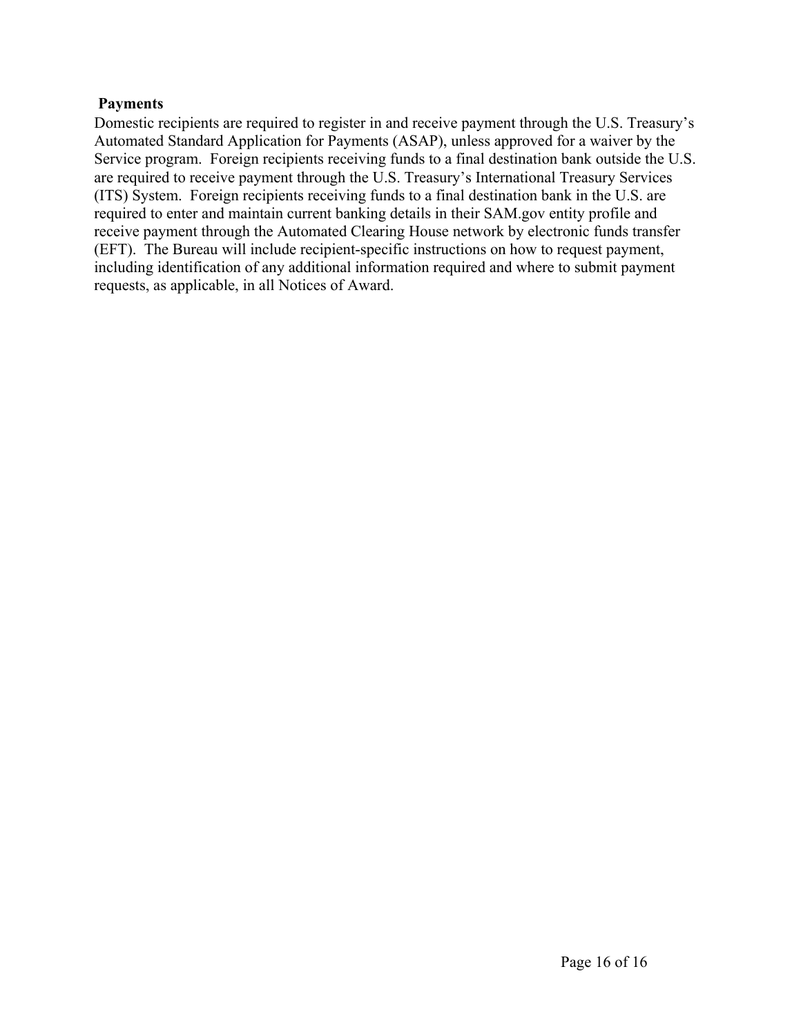**Payments**

Domestic recipients are required to register in and receive payment through the U.S. Treasury's Automated Standard Application for Payments (ASAP), unless approved for a waiver by the Service program. Foreign recipients receiving funds to a final destination bank outside the U.S. are required to receive payment through the U.S. Treasury's International Treasury Services (ITS) System. Foreign recipients receiving funds to a final destination bank in the U.S. are required to enter and maintain current banking details in their SAM.gov entity profile and receive payment through the Automated Clearing House network by electronic funds transfer (EFT). The Bureau will include recipient-specific instructions on how to request payment, including identification of any additional information required and where to submit payment requests, as applicable, in all Notices of Award.